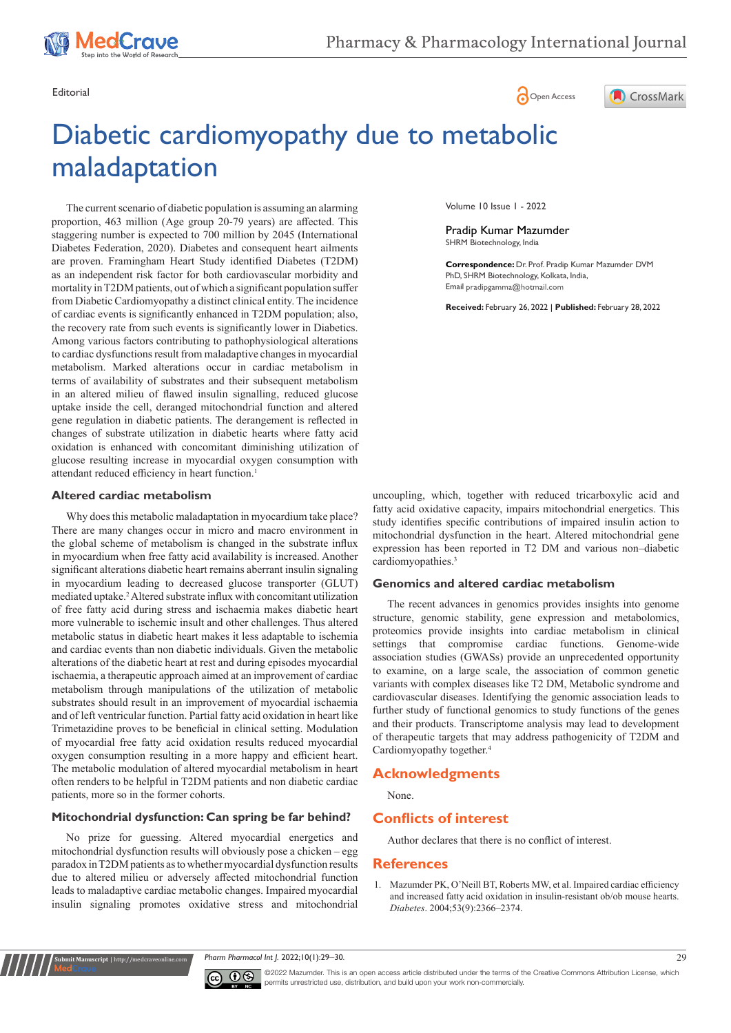Editorial

# Diabetic cardiomyopathy due to metabolic maladaptation

Volume 10 Issue 1 - 2022

**Pradip Kumar Mazumder**
SHRM Biotechnology, India

**Correspondence:** Dr. Prof. Pradip Kumar Mazumder DVM PhD, SHRM Biotechnology, Kolkata, India, Email pradipgamma@hotmail.com

**Received:** February 26, 2022 | **Published:** February 28, 2022

The current scenario of diabetic population is assuming an alarming proportion, 463 million (Age group 20-79 years) are affected. This staggering number is expected to 700 million by 2045 (International Diabetes Federation, 2020). Diabetes and consequent heart ailments are proven. Framingham Heart Study identified Diabetes (T2DM) as an independent risk factor for both cardiovascular morbidity and mortality in T2DM patients, out of which a significant population suffer from Diabetic Cardiomyopathy a distinct clinical entity. The incidence of cardiac events is significantly enhanced in T2DM population; also, the recovery rate from such events is significantly lower in Diabetics. Among various factors contributing to pathophysiological alterations to cardiac dysfunctions result from maladaptive changes in myocardial metabolism. Marked alterations occur in cardiac metabolism in terms of availability of substrates and their subsequent metabolism in an altered milieu of flawed insulin signalling, reduced glucose uptake inside the cell, deranged mitochondrial function and altered gene regulation in diabetic patients. The derangement is reflected in changes of substrate utilization in diabetic hearts where fatty acid oxidation is enhanced with concomitant diminishing utilization of glucose resulting increase in myocardial oxygen consumption with attendant reduced efficiency in heart function.[1]

## Altered cardiac metabolism

Why does this metabolic maladaptation in myocardium take place? There are many changes occur in micro and macro environment in the global scheme of metabolism is changed in the substrate influx in myocardium when free fatty acid availability is increased. Another significant alterations diabetic heart remains aberrant insulin signaling in myocardium leading to decreased glucose transporter (GLUT) mediated uptake.[2] Altered substrate influx with concomitant utilization of free fatty acid during stress and ischaemia makes diabetic heart more vulnerable to ischemic insult and other challenges. Thus altered metabolic status in diabetic heart makes it less adaptable to ischemia and cardiac events than non diabetic individuals. Given the metabolic alterations of the diabetic heart at rest and during episodes myocardial ischaemia, a therapeutic approach aimed at an improvement of cardiac metabolism through manipulations of the utilization of metabolic substrates should result in an improvement of myocardial ischaemia and of left ventricular function. Partial fatty acid oxidation in heart like Trimetazidine proves to be beneficial in clinical setting. Modulation of myocardial free fatty acid oxidation results reduced myocardial oxygen consumption resulting in a more happy and efficient heart. The metabolic modulation of altered myocardial metabolism in heart often renders to be helpful in T2DM patients and non diabetic cardiac patients, more so in the former cohorts.

## Mitochondrial dysfunction: Can spring be far behind?

No prize for guessing. Altered myocardial energetics and mitochondrial dysfunction results will obviously pose a chicken – egg paradox in T2DM patients as to whether myocardial dysfunction results due to altered milieu or adversely affected mitochondrial function leads to maladaptive cardiac metabolic changes. Impaired myocardial insulin signaling promotes oxidative stress and mitochondrial uncoupling, which, together with reduced tricarboxylic acid and fatty acid oxidative capacity, impairs mitochondrial energetics. This study identifies specific contributions of impaired insulin action to mitochondrial dysfunction in the heart. Altered mitochondrial gene expression has been reported in T2 DM and various non–diabetic cardiomyopathies.[3]

## Genomics and altered cardiac metabolism

The recent advances in genomics provides insights into genome structure, genomic stability, gene expression and metabolomics, proteomics provide insights into cardiac metabolism in clinical settings that compromise cardiac functions. Genome-wide association studies (GWASs) provide an unprecedented opportunity to examine, on a large scale, the association of common genetic variants with complex diseases like T2 DM, Metabolic syndrome and cardiovascular diseases. Identifying the genomic association leads to further study of functional genomics to study functions of the genes and their products. Transcriptome analysis may lead to development of therapeutic targets that may address pathogenicity of T2DM and Cardiomyopathy together.[4]

## Acknowledgments

None.

## Conflicts of interest

Author declares that there is no conflict of interest.

## References

1. Mazumder PK, O'Neill BT, Roberts MW, et al. Impaired cardiac efficiency and increased fatty acid oxidation in insulin-resistant ob/ob mouse hearts. *Diabetes*. 2004;53(9):2366–2374.

©2022 Mazumder. This is an open access article distributed under the terms of the Creative Commons Attribution License, which permits unrestricted use, distribution, and build upon your work non-commercially.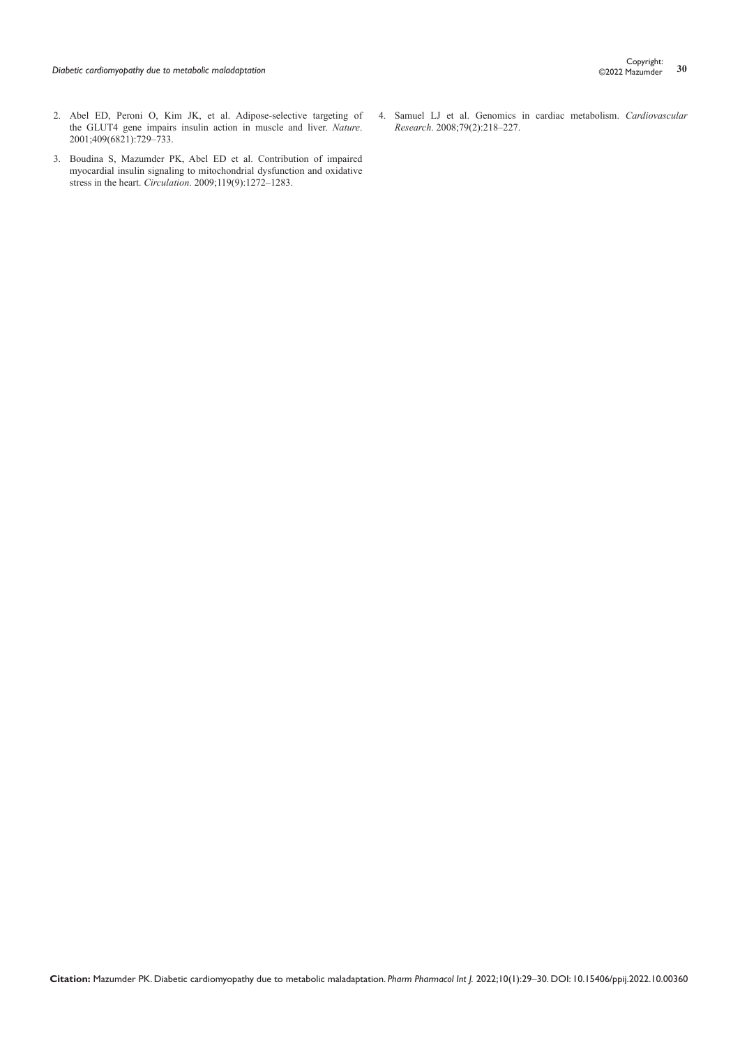2. Abel ED, Peroni O, Kim JK, et al. Adipose-selective targeting of the GLUT4 gene impairs insulin action in muscle and liver. *Nature*. 2001;409(6821):729–733.
3. Boudina S, Mazumder PK, Abel ED et al. Contribution of impaired myocardial insulin signaling to mitochondrial dysfunction and oxidative stress in the heart. *Circulation*. 2009;119(9):1272–1283.
4. Samuel LJ et al. Genomics in cardiac metabolism. *Cardiovascular Research*. 2008;79(2):218–227.